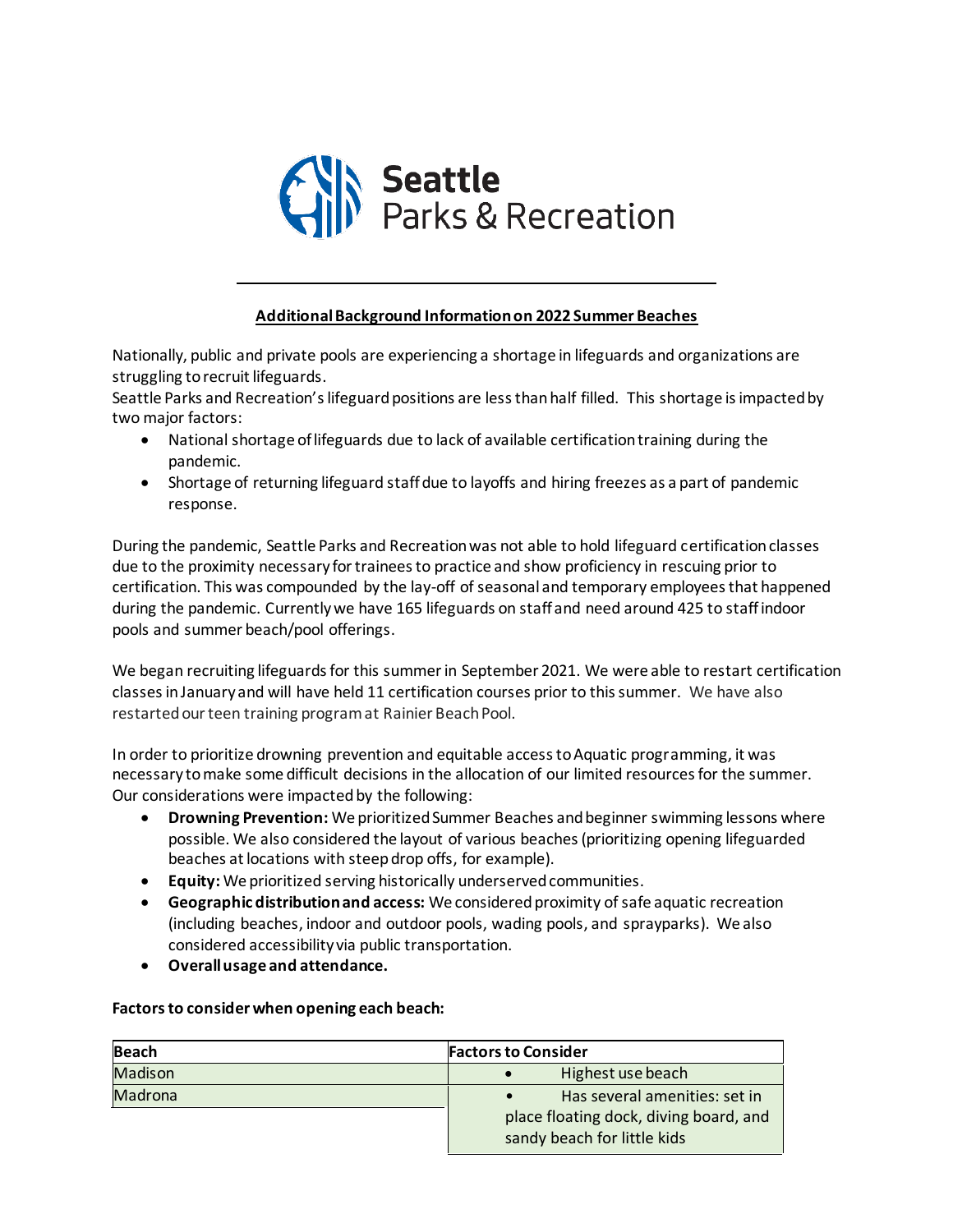Seattle Parks & Recreation

## Additional Background Information on 2022 Summer Beaches

Nationally, public and private pools are experiencing a shortage in lifeguards and organizations are struggling to recruit lifeguards.
Seattle Parks and Recreation's lifeguard positions are less than half filled. This shortage is impacted by two major factors:

- National shortage of lifeguards due to lack of available certification training during the pandemic.
- Shortage of returning lifeguard staff due to layoffs and hiring freezes as a part of pandemic response.

During the pandemic, Seattle Parks and Recreation was not able to hold lifeguard certification classes due to the proximity necessary for trainees to practice and show proficiency in rescuing prior to certification. This was compounded by the lay-off of seasonal and temporary employees that happened during the pandemic. Currently we have 165 lifeguards on staff and need around 425 to staff indoor pools and summer beach/pool offerings.

We began recruiting lifeguards for this summer in September 2021. We were able to restart certification classes in January and will have held 11 certification courses prior to this summer. We have also restarted our teen training program at Rainier Beach Pool.

In order to prioritize drowning prevention and equitable access to Aquatic programming, it was necessary to make some difficult decisions in the allocation of our limited resources for the summer. Our considerations were impacted by the following:

- **Drowning Prevention:** We prioritized Summer Beaches and beginner swimming lessons where possible. We also considered the layout of various beaches (prioritizing opening lifeguarded beaches at locations with steep drop offs, for example).
- **Equity:** We prioritized serving historically underserved communities.
- **Geographic distribution and access:** We considered proximity of safe aquatic recreation (including beaches, indoor and outdoor pools, wading pools, and sprayparks). We also considered accessibility via public transportation.
- **Overall usage and attendance.**

**Factors to consider when opening each beach:**

| Beach | Factors to Consider |
| --- | --- |
| Madison | • Highest use beach |
| Madrona | • Has several amenities: set in place floating dock, diving board, and sandy beach for little kids |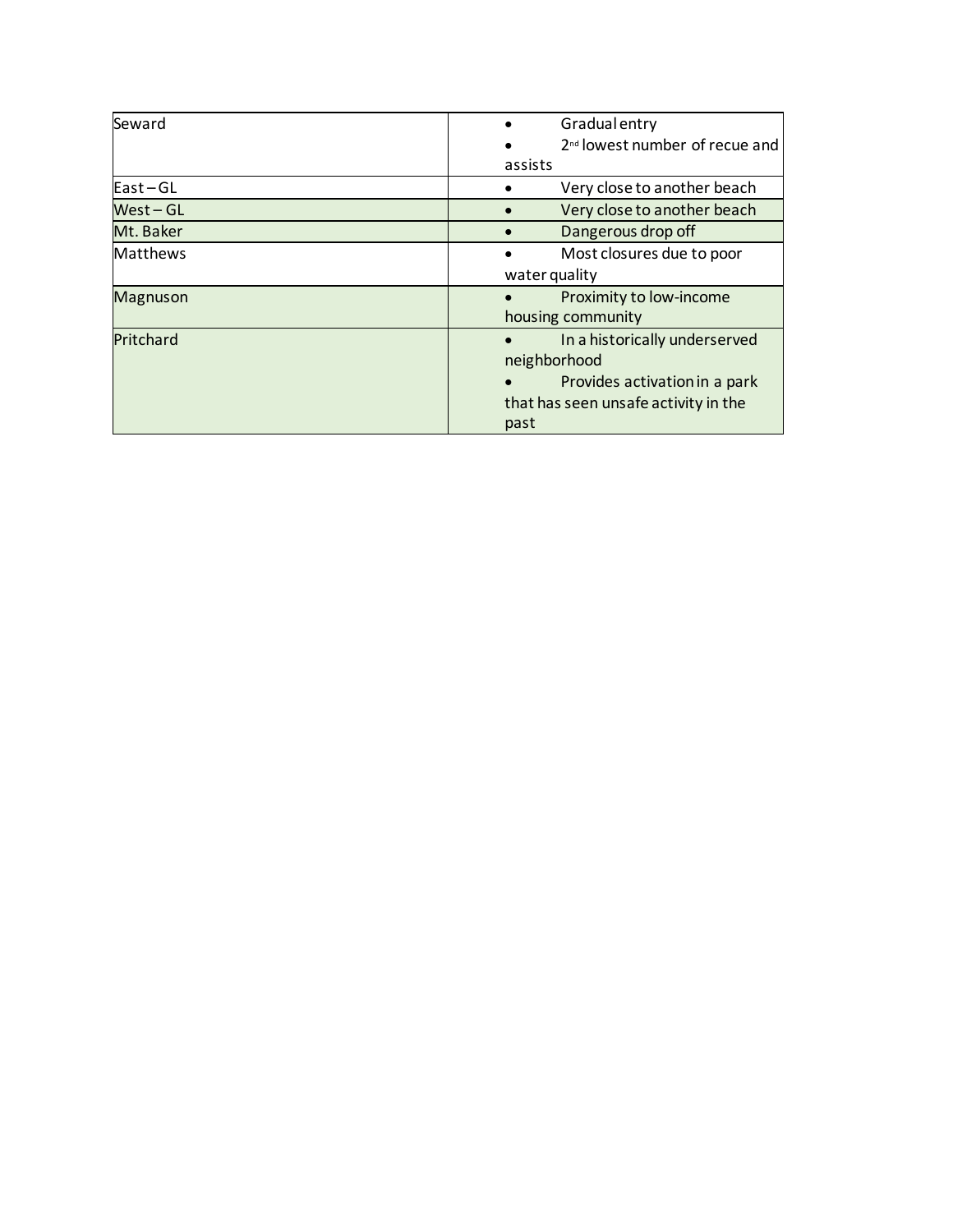| | |
|---|---|
| Seward | • Gradual entry<br>• 2nd lowest number of recue and assists |
| East – GL | • Very close to another beach |
| West – GL | • Very close to another beach |
| Mt. Baker | • Dangerous drop off |
| Matthews | • Most closures due to poor water quality |
| Magnuson | • Proximity to low-income housing community |
| Pritchard | • In a historically underserved neighborhood<br>• Provides activation in a park that has seen unsafe activity in the past |